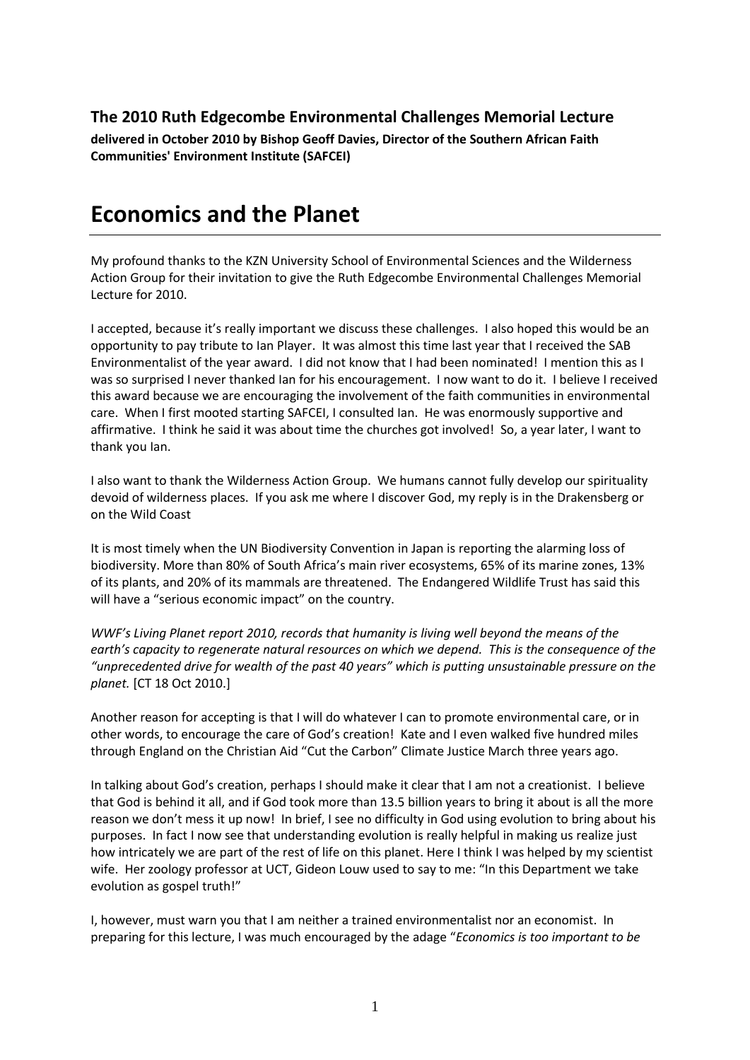**The 2010 Ruth Edgecombe Environmental Challenges Memorial Lecture**

**delivered in October 2010 by Bishop Geoff Davies, Director of the Southern African Faith Communities' Environment Institute (SAFCEI)**

# Economics and the Planet

My profound thanks to the KZN University School of Environmental Sciences and the Wilderness Action Group for their invitation to give the Ruth Edgecombe Environmental Challenges Memorial Lecture for 2010.

I accepted, because it's really important we discuss these challenges. I also hoped this would be an opportunity to pay tribute to Ian Player. It was almost this time last year that I received the SAB Environmentalist of the year award. I did not know that I had been nominated! I mention this as I was so surprised I never thanked Ian for his encouragement. I now want to do it. I believe I received this award because we are encouraging the involvement of the faith communities in environmental care. When I first mooted starting SAFCEI, I consulted Ian. He was enormously supportive and affirmative. I think he said it was about time the churches got involved! So, a year later, I want to thank you Ian.

I also want to thank the Wilderness Action Group. We humans cannot fully develop our spirituality devoid of wilderness places. If you ask me where I discover God, my reply is in the Drakensberg or on the Wild Coast

It is most timely when the UN Biodiversity Convention in Japan is reporting the alarming loss of biodiversity. More than 80% of South Africa's main river ecosystems, 65% of its marine zones, 13% of its plants, and 20% of its mammals are threatened. The Endangered Wildlife Trust has said this will have a "serious economic impact" on the country.

*WWF's Living Planet report 2010, records that humanity is living well beyond the means of the earth's capacity to regenerate natural resources on which we depend. This is the consequence of the "unprecedented drive for wealth of the past 40 years" which is putting unsustainable pressure on the planet.* [CT 18 Oct 2010.]

Another reason for accepting is that I will do whatever I can to promote environmental care, or in other words, to encourage the care of God's creation! Kate and I even walked five hundred miles through England on the Christian Aid "Cut the Carbon" Climate Justice March three years ago.

In talking about God's creation, perhaps I should make it clear that I am not a creationist. I believe that God is behind it all, and if God took more than 13.5 billion years to bring it about is all the more reason we don't mess it up now! In brief, I see no difficulty in God using evolution to bring about his purposes. In fact I now see that understanding evolution is really helpful in making us realize just how intricately we are part of the rest of life on this planet. Here I think I was helped by my scientist wife. Her zoology professor at UCT, Gideon Louw used to say to me: "In this Department we take evolution as gospel truth!"

I, however, must warn you that I am neither a trained environmentalist nor an economist. In preparing for this lecture, I was much encouraged by the adage "*Economics is too important to be*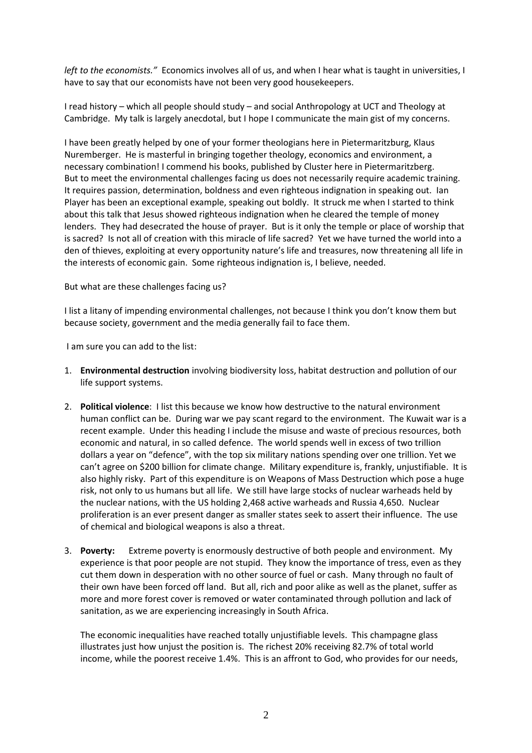*left to the economists."* Economics involves all of us, and when I hear what is taught in universities, I have to say that our economists have not been very good housekeepers.

I read history – which all people should study – and social Anthropology at UCT and Theology at Cambridge. My talk is largely anecdotal, but I hope I communicate the main gist of my concerns.

I have been greatly helped by one of your former theologians here in Pietermaritzburg, Klaus Nuremberger. He is masterful in bringing together theology, economics and environment, a necessary combination! I commend his books, published by Cluster here in Pietermaritzburg. But to meet the environmental challenges facing us does not necessarily require academic training. It requires passion, determination, boldness and even righteous indignation in speaking out. Ian Player has been an exceptional example, speaking out boldly. It struck me when I started to think about this talk that Jesus showed righteous indignation when he cleared the temple of money lenders. They had desecrated the house of prayer. But is it only the temple or place of worship that is sacred? Is not all of creation with this miracle of life sacred? Yet we have turned the world into a den of thieves, exploiting at every opportunity nature's life and treasures, now threatening all life in the interests of economic gain. Some righteous indignation is, I believe, needed.

But what are these challenges facing us?

I list a litany of impending environmental challenges, not because I think you don't know them but because society, government and the media generally fail to face them.

I am sure you can add to the list:

1. **Environmental destruction** involving biodiversity loss, habitat destruction and pollution of our life support systems.

2. **Political violence**: I list this because we know how destructive to the natural environment human conflict can be. During war we pay scant regard to the environment. The Kuwait war is a recent example. Under this heading I include the misuse and waste of precious resources, both economic and natural, in so called defence. The world spends well in excess of two trillion dollars a year on "defence", with the top six military nations spending over one trillion. Yet we can't agree on $200 billion for climate change. Military expenditure is, frankly, unjustifiable. It is also highly risky. Part of this expenditure is on Weapons of Mass Destruction which pose a huge risk, not only to us humans but all life. We still have large stocks of nuclear warheads held by the nuclear nations, with the US holding 2,468 active warheads and Russia 4,650. Nuclear proliferation is an ever present danger as smaller states seek to assert their influence. The use of chemical and biological weapons is also a threat.

3. **Poverty:** Extreme poverty is enormously destructive of both people and environment. My experience is that poor people are not stupid. They know the importance of tress, even as they cut them down in desperation with no other source of fuel or cash. Many through no fault of their own have been forced off land. But all, rich and poor alike as well as the planet, suffer as more and more forest cover is removed or water contaminated through pollution and lack of sanitation, as we are experiencing increasingly in South Africa.

   The economic inequalities have reached totally unjustifiable levels. This champagne glass illustrates just how unjust the position is. The richest 20% receiving 82.7% of total world income, while the poorest receive 1.4%. This is an affront to God, who provides for our needs,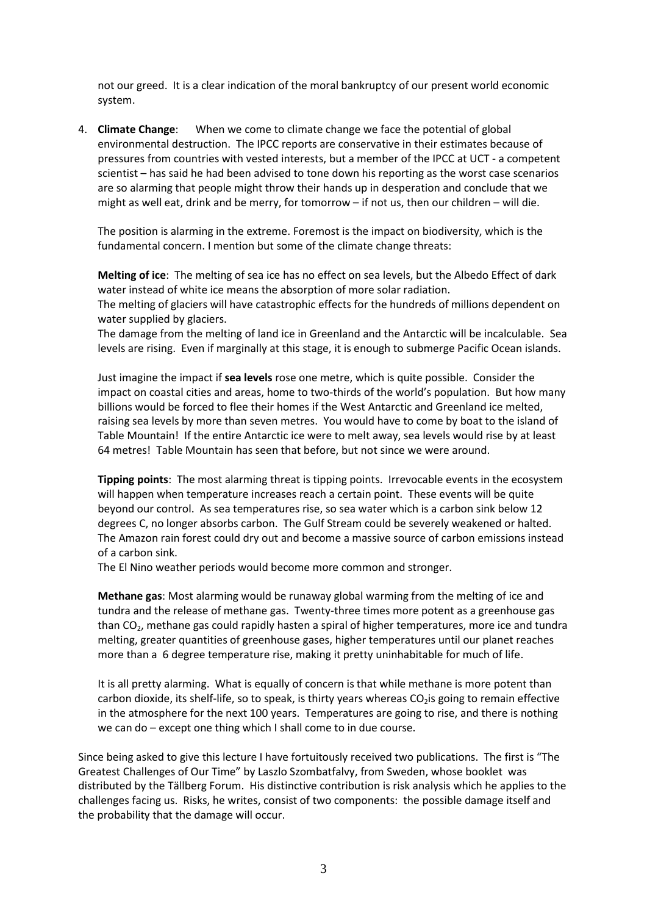not our greed. It is a clear indication of the moral bankruptcy of our present world economic system.

4. **Climate Change**: When we come to climate change we face the potential of global environmental destruction. The IPCC reports are conservative in their estimates because of pressures from countries with vested interests, but a member of the IPCC at UCT - a competent scientist – has said he had been advised to tone down his reporting as the worst case scenarios are so alarming that people might throw their hands up in desperation and conclude that we might as well eat, drink and be merry, for tomorrow – if not us, then our children – will die.

   The position is alarming in the extreme. Foremost is the impact on biodiversity, which is the fundamental concern. I mention but some of the climate change threats:

   **Melting of ice**: The melting of sea ice has no effect on sea levels, but the Albedo Effect of dark water instead of white ice means the absorption of more solar radiation.
   The melting of glaciers will have catastrophic effects for the hundreds of millions dependent on water supplied by glaciers.
   The damage from the melting of land ice in Greenland and the Antarctic will be incalculable. Sea levels are rising. Even if marginally at this stage, it is enough to submerge Pacific Ocean islands.

   Just imagine the impact if **sea levels** rose one metre, which is quite possible. Consider the impact on coastal cities and areas, home to two-thirds of the world's population. But how many billions would be forced to flee their homes if the West Antarctic and Greenland ice melted, raising sea levels by more than seven metres. You would have to come by boat to the island of Table Mountain! If the entire Antarctic ice were to melt away, sea levels would rise by at least 64 metres! Table Mountain has seen that before, but not since we were around.

   **Tipping points**: The most alarming threat is tipping points. Irrevocable events in the ecosystem will happen when temperature increases reach a certain point. These events will be quite beyond our control. As sea temperatures rise, so sea water which is a carbon sink below 12 degrees C, no longer absorbs carbon. The Gulf Stream could be severely weakened or halted. The Amazon rain forest could dry out and become a massive source of carbon emissions instead of a carbon sink.
   The El Nino weather periods would become more common and stronger.

   **Methane gas**: Most alarming would be runaway global warming from the melting of ice and tundra and the release of methane gas. Twenty-three times more potent as a greenhouse gas than $CO_2$, methane gas could rapidly hasten a spiral of higher temperatures, more ice and tundra melting, greater quantities of greenhouse gases, higher temperatures until our planet reaches more than a 6 degree temperature rise, making it pretty uninhabitable for much of life.

   It is all pretty alarming. What is equally of concern is that while methane is more potent than carbon dioxide, its shelf-life, so to speak, is thirty years whereas $CO_2$is going to remain effective in the atmosphere for the next 100 years. Temperatures are going to rise, and there is nothing we can do – except one thing which I shall come to in due course.

Since being asked to give this lecture I have fortuitously received two publications. The first is "The Greatest Challenges of Our Time" by Laszlo Szombatfalvy, from Sweden, whose booklet was distributed by the Tällberg Forum. His distinctive contribution is risk analysis which he applies to the challenges facing us. Risks, he writes, consist of two components: the possible damage itself and the probability that the damage will occur.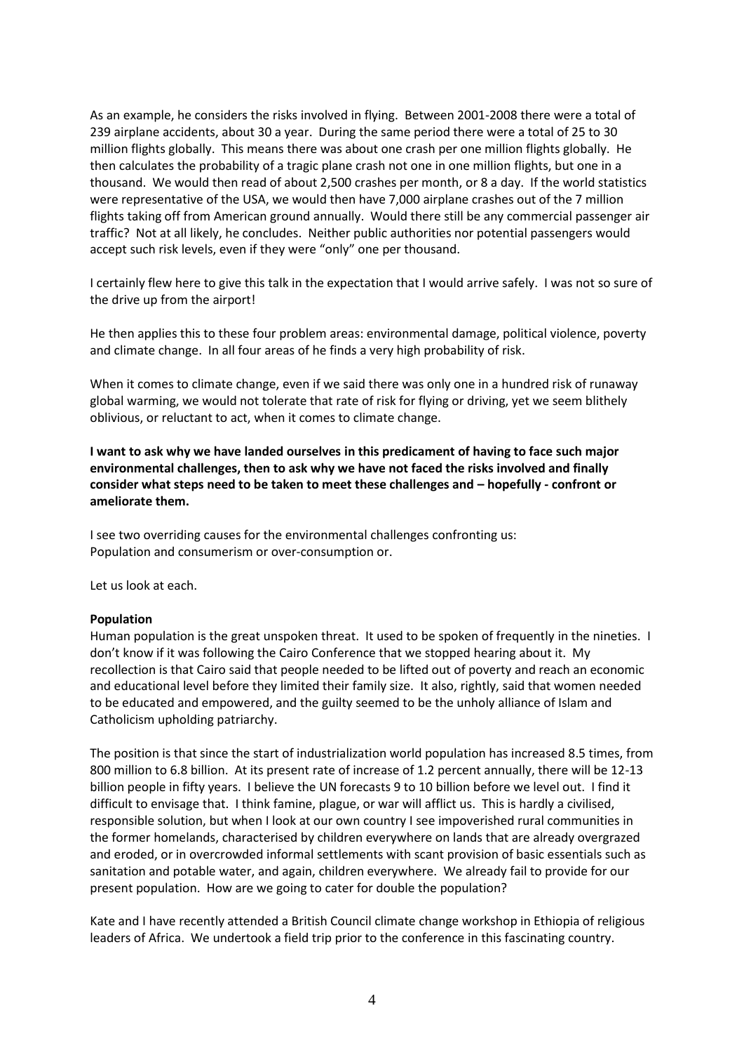As an example, he considers the risks involved in flying. Between 2001-2008 there were a total of 239 airplane accidents, about 30 a year. During the same period there were a total of 25 to 30 million flights globally. This means there was about one crash per one million flights globally. He then calculates the probability of a tragic plane crash not one in one million flights, but one in a thousand. We would then read of about 2,500 crashes per month, or 8 a day. If the world statistics were representative of the USA, we would then have 7,000 airplane crashes out of the 7 million flights taking off from American ground annually. Would there still be any commercial passenger air traffic? Not at all likely, he concludes. Neither public authorities nor potential passengers would accept such risk levels, even if they were "only" one per thousand.

I certainly flew here to give this talk in the expectation that I would arrive safely. I was not so sure of the drive up from the airport!

He then applies this to these four problem areas: environmental damage, political violence, poverty and climate change. In all four areas of he finds a very high probability of risk.

When it comes to climate change, even if we said there was only one in a hundred risk of runaway global warming, we would not tolerate that rate of risk for flying or driving, yet we seem blithely oblivious, or reluctant to act, when it comes to climate change.

**I want to ask why we have landed ourselves in this predicament of having to face such major environmental challenges, then to ask why we have not faced the risks involved and finally consider what steps need to be taken to meet these challenges and – hopefully - confront or ameliorate them.**

I see two overriding causes for the environmental challenges confronting us:
Population and consumerism or over-consumption or.

Let us look at each.

**Population**

Human population is the great unspoken threat. It used to be spoken of frequently in the nineties. I don't know if it was following the Cairo Conference that we stopped hearing about it. My recollection is that Cairo said that people needed to be lifted out of poverty and reach an economic and educational level before they limited their family size. It also, rightly, said that women needed to be educated and empowered, and the guilty seemed to be the unholy alliance of Islam and Catholicism upholding patriarchy.

The position is that since the start of industrialization world population has increased 8.5 times, from 800 million to 6.8 billion. At its present rate of increase of 1.2 percent annually, there will be 12-13 billion people in fifty years. I believe the UN forecasts 9 to 10 billion before we level out. I find it difficult to envisage that. I think famine, plague, or war will afflict us. This is hardly a civilised, responsible solution, but when I look at our own country I see impoverished rural communities in the former homelands, characterised by children everywhere on lands that are already overgrazed and eroded, or in overcrowded informal settlements with scant provision of basic essentials such as sanitation and potable water, and again, children everywhere. We already fail to provide for our present population. How are we going to cater for double the population?

Kate and I have recently attended a British Council climate change workshop in Ethiopia of religious leaders of Africa. We undertook a field trip prior to the conference in this fascinating country.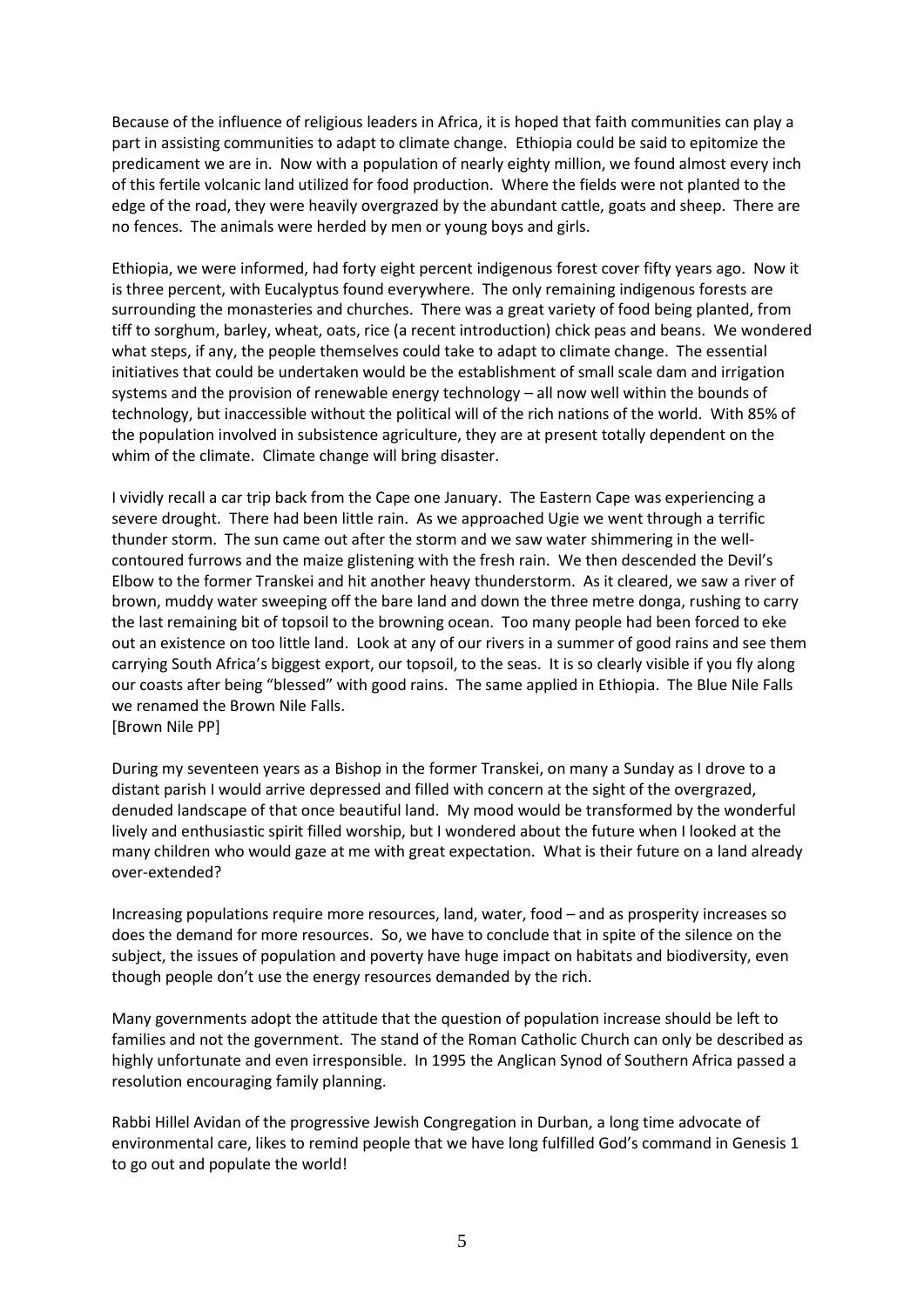Because of the influence of religious leaders in Africa, it is hoped that faith communities can play a part in assisting communities to adapt to climate change. Ethiopia could be said to epitomize the predicament we are in. Now with a population of nearly eighty million, we found almost every inch of this fertile volcanic land utilized for food production. Where the fields were not planted to the edge of the road, they were heavily overgrazed by the abundant cattle, goats and sheep. There are no fences. The animals were herded by men or young boys and girls.

Ethiopia, we were informed, had forty eight percent indigenous forest cover fifty years ago. Now it is three percent, with Eucalyptus found everywhere. The only remaining indigenous forests are surrounding the monasteries and churches. There was a great variety of food being planted, from tiff to sorghum, barley, wheat, oats, rice (a recent introduction) chick peas and beans. We wondered what steps, if any, the people themselves could take to adapt to climate change. The essential initiatives that could be undertaken would be the establishment of small scale dam and irrigation systems and the provision of renewable energy technology – all now well within the bounds of technology, but inaccessible without the political will of the rich nations of the world. With 85% of the population involved in subsistence agriculture, they are at present totally dependent on the whim of the climate. Climate change will bring disaster.

I vividly recall a car trip back from the Cape one January. The Eastern Cape was experiencing a severe drought. There had been little rain. As we approached Ugie we went through a terrific thunder storm. The sun came out after the storm and we saw water shimmering in the well-contoured furrows and the maize glistening with the fresh rain. We then descended the Devil's Elbow to the former Transkei and hit another heavy thunderstorm. As it cleared, we saw a river of brown, muddy water sweeping off the bare land and down the three metre donga, rushing to carry the last remaining bit of topsoil to the browning ocean. Too many people had been forced to eke out an existence on too little land. Look at any of our rivers in a summer of good rains and see them carrying South Africa's biggest export, our topsoil, to the seas. It is so clearly visible if you fly along our coasts after being "blessed" with good rains. The same applied in Ethiopia. The Blue Nile Falls we renamed the Brown Nile Falls.
[Brown Nile PP]

During my seventeen years as a Bishop in the former Transkei, on many a Sunday as I drove to a distant parish I would arrive depressed and filled with concern at the sight of the overgrazed, denuded landscape of that once beautiful land. My mood would be transformed by the wonderful lively and enthusiastic spirit filled worship, but I wondered about the future when I looked at the many children who would gaze at me with great expectation. What is their future on a land already over-extended?

Increasing populations require more resources, land, water, food – and as prosperity increases so does the demand for more resources. So, we have to conclude that in spite of the silence on the subject, the issues of population and poverty have huge impact on habitats and biodiversity, even though people don't use the energy resources demanded by the rich.

Many governments adopt the attitude that the question of population increase should be left to families and not the government. The stand of the Roman Catholic Church can only be described as highly unfortunate and even irresponsible. In 1995 the Anglican Synod of Southern Africa passed a resolution encouraging family planning.

Rabbi Hillel Avidan of the progressive Jewish Congregation in Durban, a long time advocate of environmental care, likes to remind people that we have long fulfilled God's command in Genesis 1 to go out and populate the world!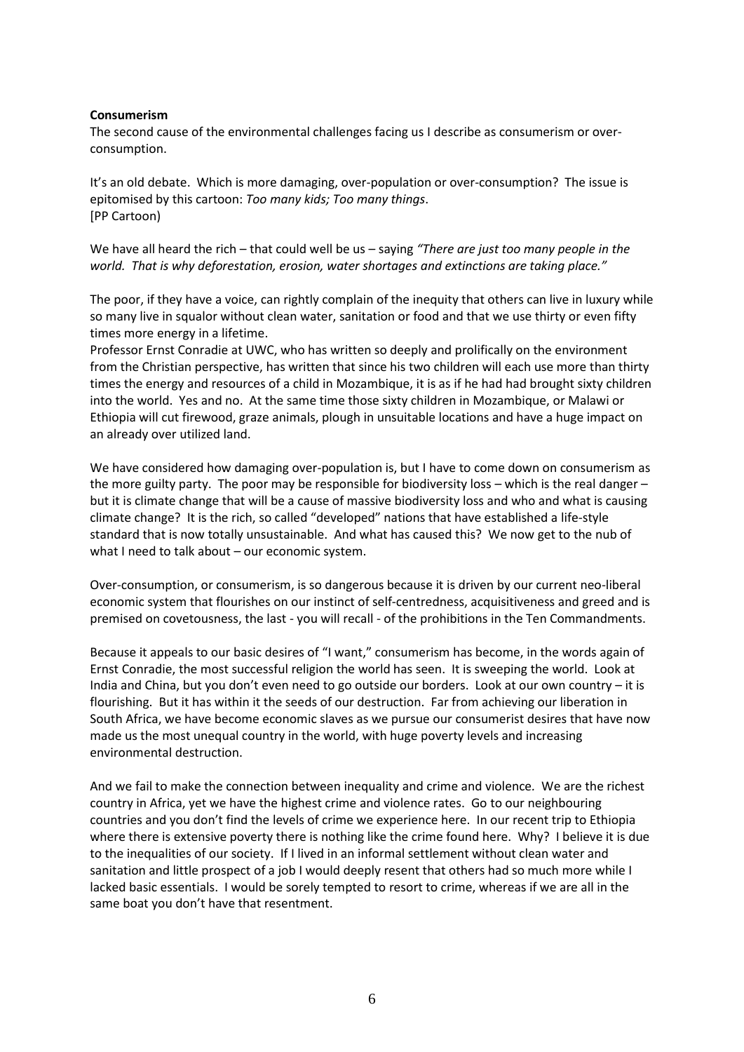**Consumerism**

The second cause of the environmental challenges facing us I describe as consumerism or over-consumption.

It's an old debate. Which is more damaging, over-population or over-consumption? The issue is epitomised by this cartoon: *Too many kids; Too many things*.
[PP Cartoon)

We have all heard the rich – that could well be us – saying *"There are just too many people in the world. That is why deforestation, erosion, water shortages and extinctions are taking place."*

The poor, if they have a voice, can rightly complain of the inequity that others can live in luxury while so many live in squalor without clean water, sanitation or food and that we use thirty or even fifty times more energy in a lifetime.
Professor Ernst Conradie at UWC, who has written so deeply and prolifically on the environment from the Christian perspective, has written that since his two children will each use more than thirty times the energy and resources of a child in Mozambique, it is as if he had had brought sixty children into the world. Yes and no. At the same time those sixty children in Mozambique, or Malawi or Ethiopia will cut firewood, graze animals, plough in unsuitable locations and have a huge impact on an already over utilized land.

We have considered how damaging over-population is, but I have to come down on consumerism as the more guilty party. The poor may be responsible for biodiversity loss – which is the real danger – but it is climate change that will be a cause of massive biodiversity loss and who and what is causing climate change? It is the rich, so called "developed" nations that have established a life-style standard that is now totally unsustainable. And what has caused this? We now get to the nub of what I need to talk about – our economic system.

Over-consumption, or consumerism, is so dangerous because it is driven by our current neo-liberal economic system that flourishes on our instinct of self-centredness, acquisitiveness and greed and is premised on covetousness, the last - you will recall - of the prohibitions in the Ten Commandments.

Because it appeals to our basic desires of "I want," consumerism has become, in the words again of Ernst Conradie, the most successful religion the world has seen. It is sweeping the world. Look at India and China, but you don't even need to go outside our borders. Look at our own country – it is flourishing. But it has within it the seeds of our destruction. Far from achieving our liberation in South Africa, we have become economic slaves as we pursue our consumerist desires that have now made us the most unequal country in the world, with huge poverty levels and increasing environmental destruction.

And we fail to make the connection between inequality and crime and violence. We are the richest country in Africa, yet we have the highest crime and violence rates. Go to our neighbouring countries and you don't find the levels of crime we experience here. In our recent trip to Ethiopia where there is extensive poverty there is nothing like the crime found here. Why? I believe it is due to the inequalities of our society. If I lived in an informal settlement without clean water and sanitation and little prospect of a job I would deeply resent that others had so much more while I lacked basic essentials. I would be sorely tempted to resort to crime, whereas if we are all in the same boat you don't have that resentment.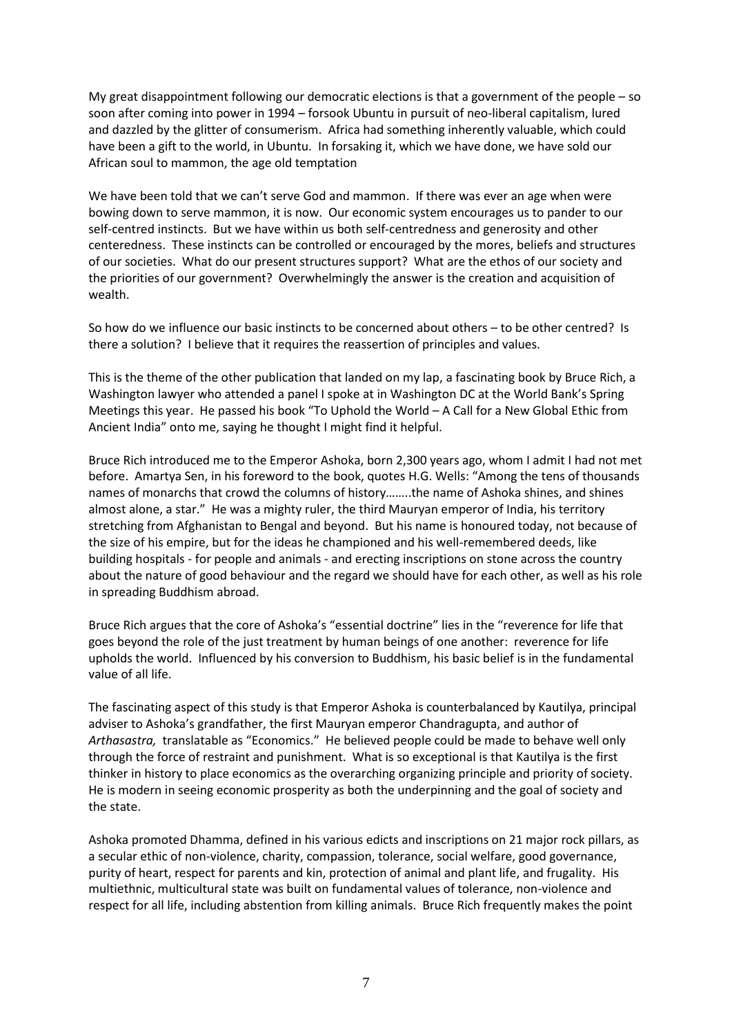My great disappointment following our democratic elections is that a government of the people – so soon after coming into power in 1994 – forsook Ubuntu in pursuit of neo-liberal capitalism, lured and dazzled by the glitter of consumerism. Africa had something inherently valuable, which could have been a gift to the world, in Ubuntu. In forsaking it, which we have done, we have sold our African soul to mammon, the age old temptation

We have been told that we can't serve God and mammon. If there was ever an age when were bowing down to serve mammon, it is now. Our economic system encourages us to pander to our self-centred instincts. But we have within us both self-centredness and generosity and other centeredness. These instincts can be controlled or encouraged by the mores, beliefs and structures of our societies. What do our present structures support? What are the ethos of our society and the priorities of our government? Overwhelmingly the answer is the creation and acquisition of wealth.

So how do we influence our basic instincts to be concerned about others – to be other centred? Is there a solution? I believe that it requires the reassertion of principles and values.

This is the theme of the other publication that landed on my lap, a fascinating book by Bruce Rich, a Washington lawyer who attended a panel I spoke at in Washington DC at the World Bank's Spring Meetings this year. He passed his book "To Uphold the World – A Call for a New Global Ethic from Ancient India" onto me, saying he thought I might find it helpful.

Bruce Rich introduced me to the Emperor Ashoka, born 2,300 years ago, whom I admit I had not met before. Amartya Sen, in his foreword to the book, quotes H.G. Wells: "Among the tens of thousands names of monarchs that crowd the columns of history……..the name of Ashoka shines, and shines almost alone, a star." He was a mighty ruler, the third Mauryan emperor of India, his territory stretching from Afghanistan to Bengal and beyond. But his name is honoured today, not because of the size of his empire, but for the ideas he championed and his well-remembered deeds, like building hospitals - for people and animals - and erecting inscriptions on stone across the country about the nature of good behaviour and the regard we should have for each other, as well as his role in spreading Buddhism abroad.

Bruce Rich argues that the core of Ashoka's "essential doctrine" lies in the "reverence for life that goes beyond the role of the just treatment by human beings of one another: reverence for life upholds the world. Influenced by his conversion to Buddhism, his basic belief is in the fundamental value of all life.

The fascinating aspect of this study is that Emperor Ashoka is counterbalanced by Kautilya, principal adviser to Ashoka's grandfather, the first Mauryan emperor Chandragupta, and author of *Arthasastra,* translatable as "Economics." He believed people could be made to behave well only through the force of restraint and punishment. What is so exceptional is that Kautilya is the first thinker in history to place economics as the overarching organizing principle and priority of society. He is modern in seeing economic prosperity as both the underpinning and the goal of society and the state.

Ashoka promoted Dhamma, defined in his various edicts and inscriptions on 21 major rock pillars, as a secular ethic of non-violence, charity, compassion, tolerance, social welfare, good governance, purity of heart, respect for parents and kin, protection of animal and plant life, and frugality. His multiethnic, multicultural state was built on fundamental values of tolerance, non-violence and respect for all life, including abstention from killing animals. Bruce Rich frequently makes the point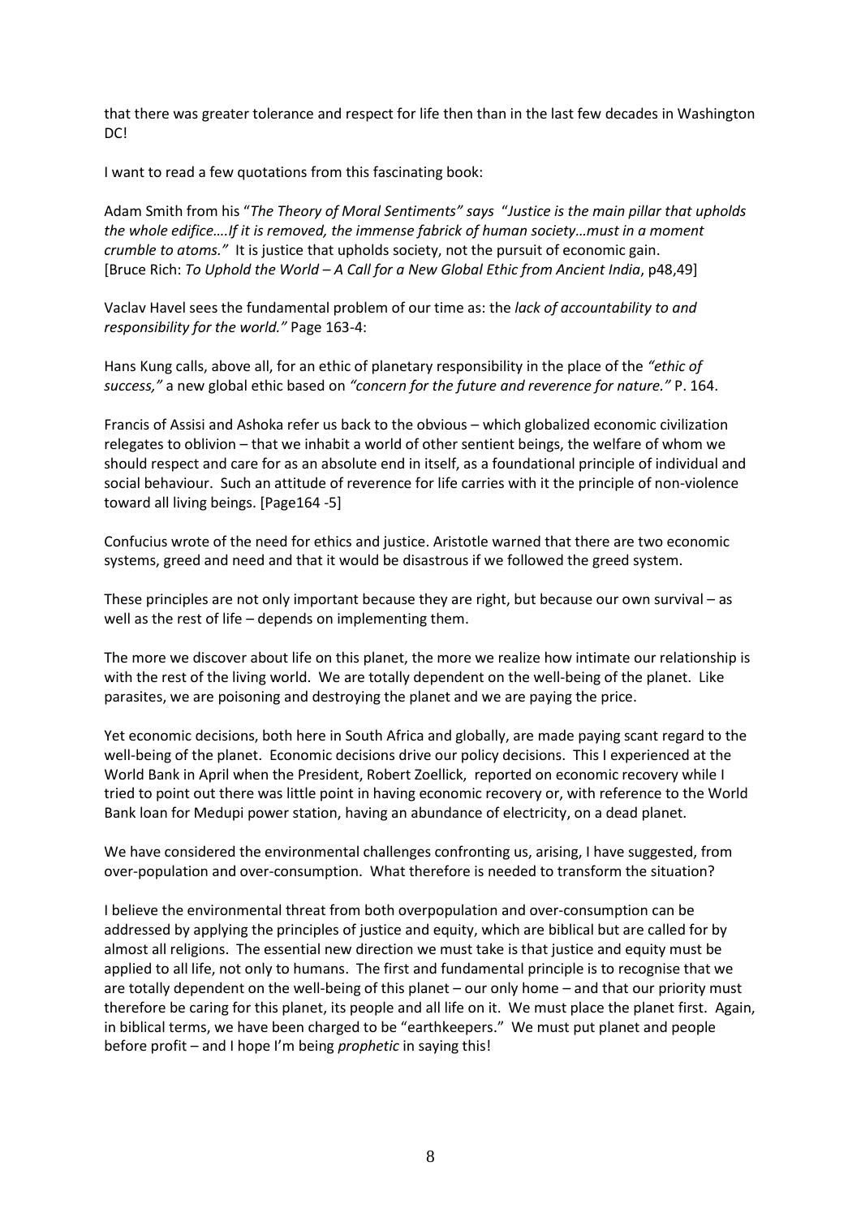that there was greater tolerance and respect for life then than in the last few decades in Washington DC!

I want to read a few quotations from this fascinating book:

Adam Smith from his "*The Theory of Moral Sentiments" says* "*Justice is the main pillar that upholds the whole edifice….If it is removed, the immense fabrick of human society…must in a moment crumble to atoms."* It is justice that upholds society, not the pursuit of economic gain. [Bruce Rich: *To Uphold the World – A Call for a New Global Ethic from Ancient India*, p48,49]

Vaclav Havel sees the fundamental problem of our time as: the *lack of accountability to and responsibility for the world."* Page 163-4:

Hans Kung calls, above all, for an ethic of planetary responsibility in the place of the *"ethic of success,"* a new global ethic based on *"concern for the future and reverence for nature."* P. 164.

Francis of Assisi and Ashoka refer us back to the obvious – which globalized economic civilization relegates to oblivion – that we inhabit a world of other sentient beings, the welfare of whom we should respect and care for as an absolute end in itself, as a foundational principle of individual and social behaviour. Such an attitude of reverence for life carries with it the principle of non-violence toward all living beings. [Page164 -5]

Confucius wrote of the need for ethics and justice. Aristotle warned that there are two economic systems, greed and need and that it would be disastrous if we followed the greed system.

These principles are not only important because they are right, but because our own survival – as well as the rest of life – depends on implementing them.

The more we discover about life on this planet, the more we realize how intimate our relationship is with the rest of the living world. We are totally dependent on the well-being of the planet. Like parasites, we are poisoning and destroying the planet and we are paying the price.

Yet economic decisions, both here in South Africa and globally, are made paying scant regard to the well-being of the planet. Economic decisions drive our policy decisions. This I experienced at the World Bank in April when the President, Robert Zoellick, reported on economic recovery while I tried to point out there was little point in having economic recovery or, with reference to the World Bank loan for Medupi power station, having an abundance of electricity, on a dead planet.

We have considered the environmental challenges confronting us, arising, I have suggested, from over-population and over-consumption. What therefore is needed to transform the situation?

I believe the environmental threat from both overpopulation and over-consumption can be addressed by applying the principles of justice and equity, which are biblical but are called for by almost all religions. The essential new direction we must take is that justice and equity must be applied to all life, not only to humans. The first and fundamental principle is to recognise that we are totally dependent on the well-being of this planet – our only home – and that our priority must therefore be caring for this planet, its people and all life on it. We must place the planet first. Again, in biblical terms, we have been charged to be "earthkeepers." We must put planet and people before profit – and I hope I'm being *prophetic* in saying this!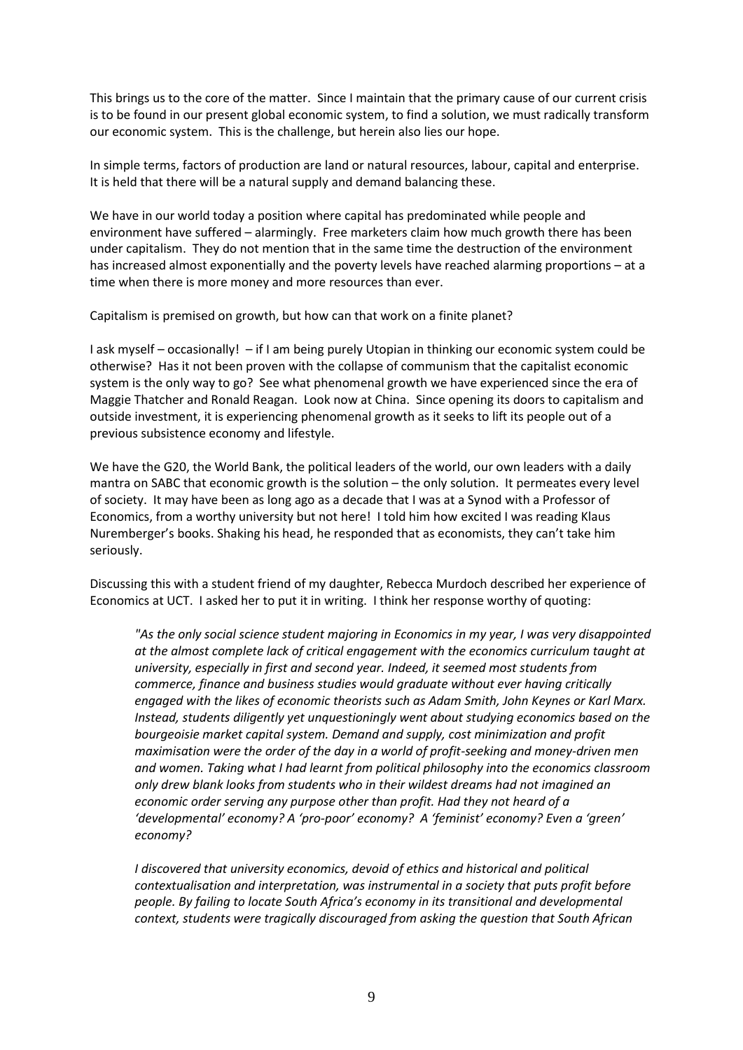This brings us to the core of the matter. Since I maintain that the primary cause of our current crisis is to be found in our present global economic system, to find a solution, we must radically transform our economic system. This is the challenge, but herein also lies our hope.

In simple terms, factors of production are land or natural resources, labour, capital and enterprise. It is held that there will be a natural supply and demand balancing these.

We have in our world today a position where capital has predominated while people and environment have suffered – alarmingly. Free marketers claim how much growth there has been under capitalism. They do not mention that in the same time the destruction of the environment has increased almost exponentially and the poverty levels have reached alarming proportions – at a time when there is more money and more resources than ever.

Capitalism is premised on growth, but how can that work on a finite planet?

I ask myself – occasionally! – if I am being purely Utopian in thinking our economic system could be otherwise? Has it not been proven with the collapse of communism that the capitalist economic system is the only way to go? See what phenomenal growth we have experienced since the era of Maggie Thatcher and Ronald Reagan. Look now at China. Since opening its doors to capitalism and outside investment, it is experiencing phenomenal growth as it seeks to lift its people out of a previous subsistence economy and lifestyle.

We have the G20, the World Bank, the political leaders of the world, our own leaders with a daily mantra on SABC that economic growth is the solution – the only solution. It permeates every level of society. It may have been as long ago as a decade that I was at a Synod with a Professor of Economics, from a worthy university but not here! I told him how excited I was reading Klaus Nuremberger's books. Shaking his head, he responded that as economists, they can't take him seriously.

Discussing this with a student friend of my daughter, Rebecca Murdoch described her experience of Economics at UCT. I asked her to put it in writing. I think her response worthy of quoting:

> *"As the only social science student majoring in Economics in my year, I was very disappointed at the almost complete lack of critical engagement with the economics curriculum taught at university, especially in first and second year. Indeed, it seemed most students from commerce, finance and business studies would graduate without ever having critically engaged with the likes of economic theorists such as Adam Smith, John Keynes or Karl Marx. Instead, students diligently yet unquestioningly went about studying economics based on the bourgeoisie market capital system. Demand and supply, cost minimization and profit maximisation were the order of the day in a world of profit-seeking and money-driven men and women. Taking what I had learnt from political philosophy into the economics classroom only drew blank looks from students who in their wildest dreams had not imagined an economic order serving any purpose other than profit. Had they not heard of a 'developmental' economy? A 'pro-poor' economy? A 'feminist' economy? Even a 'green' economy?*
>
> *I discovered that university economics, devoid of ethics and historical and political contextualisation and interpretation, was instrumental in a society that puts profit before people. By failing to locate South Africa's economy in its transitional and developmental context, students were tragically discouraged from asking the question that South African*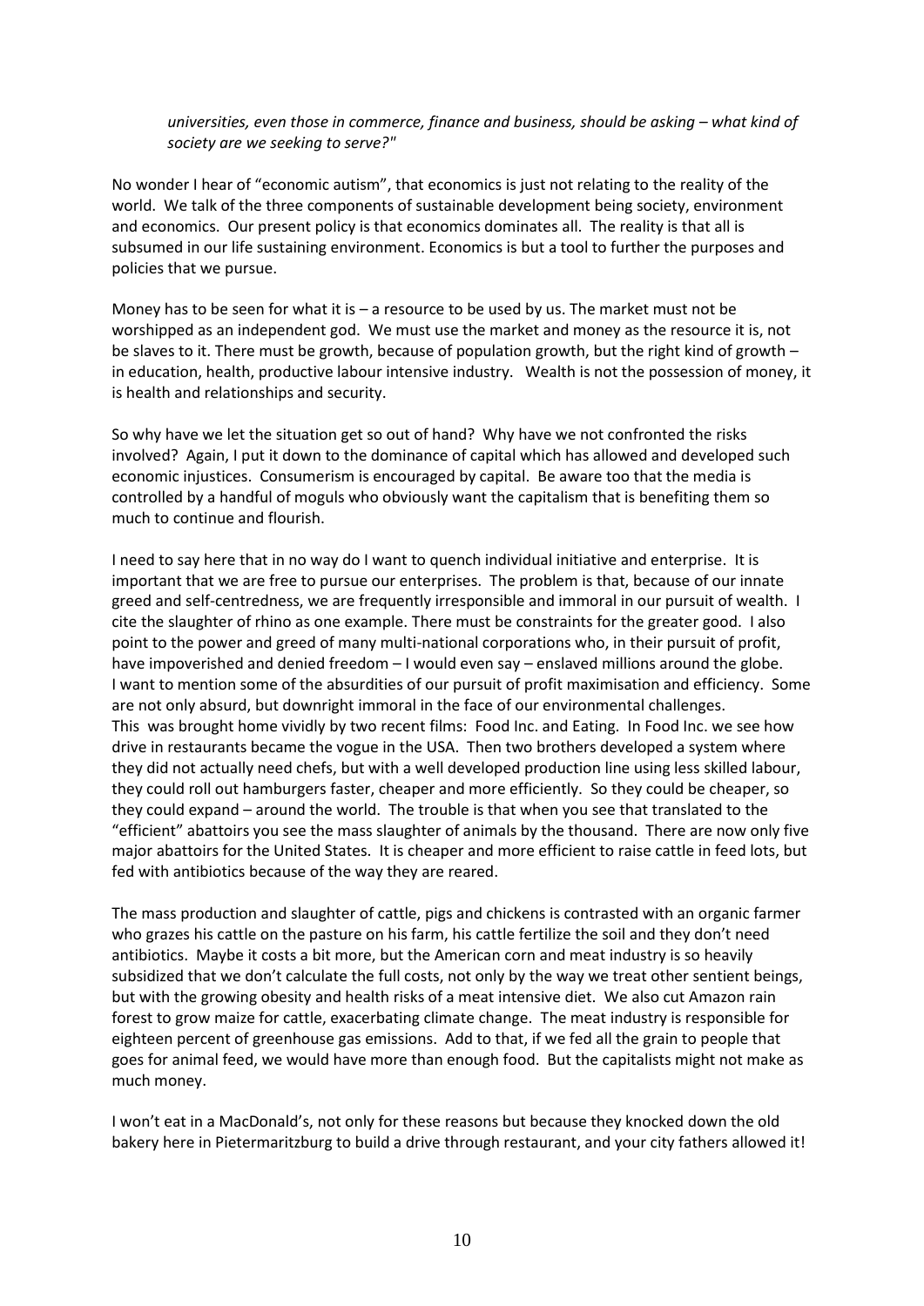*universities, even those in commerce, finance and business, should be asking – what kind of society are we seeking to serve?"*

No wonder I hear of "economic autism", that economics is just not relating to the reality of the world. We talk of the three components of sustainable development being society, environment and economics. Our present policy is that economics dominates all. The reality is that all is subsumed in our life sustaining environment. Economics is but a tool to further the purposes and policies that we pursue.

Money has to be seen for what it is – a resource to be used by us. The market must not be worshipped as an independent god. We must use the market and money as the resource it is, not be slaves to it. There must be growth, because of population growth, but the right kind of growth – in education, health, productive labour intensive industry. Wealth is not the possession of money, it is health and relationships and security.

So why have we let the situation get so out of hand? Why have we not confronted the risks involved? Again, I put it down to the dominance of capital which has allowed and developed such economic injustices. Consumerism is encouraged by capital. Be aware too that the media is controlled by a handful of moguls who obviously want the capitalism that is benefiting them so much to continue and flourish.

I need to say here that in no way do I want to quench individual initiative and enterprise. It is important that we are free to pursue our enterprises. The problem is that, because of our innate greed and self-centredness, we are frequently irresponsible and immoral in our pursuit of wealth. I cite the slaughter of rhino as one example. There must be constraints for the greater good. I also point to the power and greed of many multi-national corporations who, in their pursuit of profit, have impoverished and denied freedom – I would even say – enslaved millions around the globe. I want to mention some of the absurdities of our pursuit of profit maximisation and efficiency. Some are not only absurd, but downright immoral in the face of our environmental challenges. This was brought home vividly by two recent films: Food Inc. and Eating. In Food Inc. we see how drive in restaurants became the vogue in the USA. Then two brothers developed a system where they did not actually need chefs, but with a well developed production line using less skilled labour, they could roll out hamburgers faster, cheaper and more efficiently. So they could be cheaper, so they could expand – around the world. The trouble is that when you see that translated to the "efficient" abattoirs you see the mass slaughter of animals by the thousand. There are now only five major abattoirs for the United States. It is cheaper and more efficient to raise cattle in feed lots, but fed with antibiotics because of the way they are reared.

The mass production and slaughter of cattle, pigs and chickens is contrasted with an organic farmer who grazes his cattle on the pasture on his farm, his cattle fertilize the soil and they don't need antibiotics. Maybe it costs a bit more, but the American corn and meat industry is so heavily subsidized that we don't calculate the full costs, not only by the way we treat other sentient beings, but with the growing obesity and health risks of a meat intensive diet. We also cut Amazon rain forest to grow maize for cattle, exacerbating climate change. The meat industry is responsible for eighteen percent of greenhouse gas emissions. Add to that, if we fed all the grain to people that goes for animal feed, we would have more than enough food. But the capitalists might not make as much money.

I won't eat in a MacDonald's, not only for these reasons but because they knocked down the old bakery here in Pietermaritzburg to build a drive through restaurant, and your city fathers allowed it!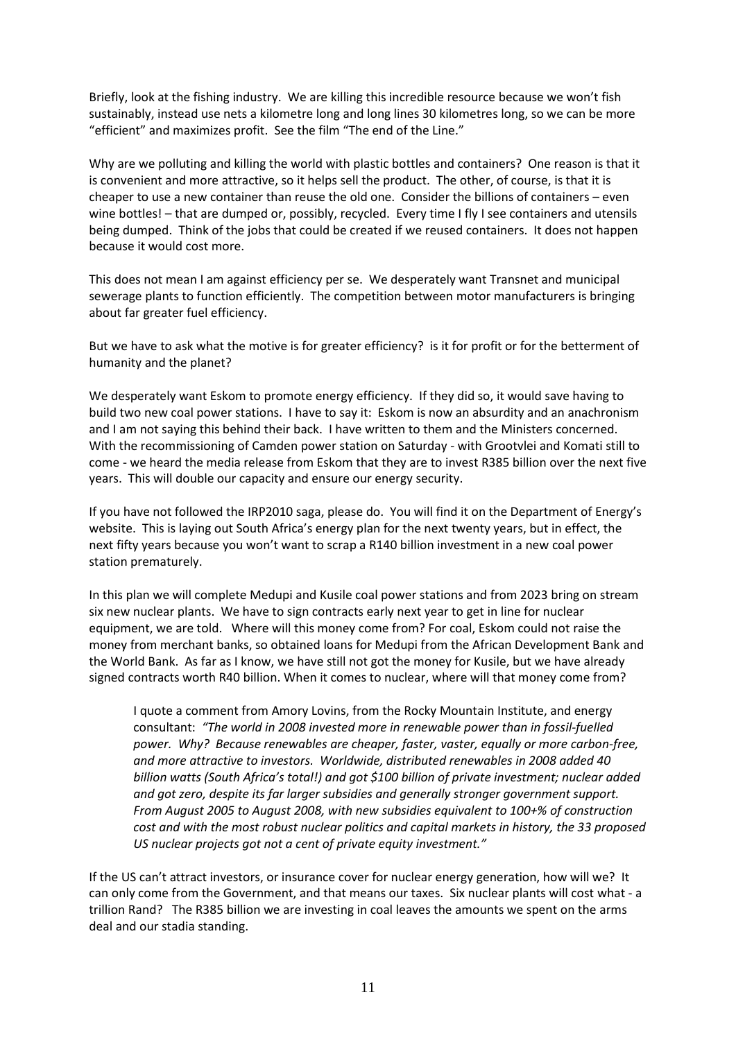Briefly, look at the fishing industry. We are killing this incredible resource because we won't fish sustainably, instead use nets a kilometre long and long lines 30 kilometres long, so we can be more "efficient" and maximizes profit. See the film "The end of the Line."

Why are we polluting and killing the world with plastic bottles and containers? One reason is that it is convenient and more attractive, so it helps sell the product. The other, of course, is that it is cheaper to use a new container than reuse the old one. Consider the billions of containers – even wine bottles! – that are dumped or, possibly, recycled. Every time I fly I see containers and utensils being dumped. Think of the jobs that could be created if we reused containers. It does not happen because it would cost more.

This does not mean I am against efficiency per se. We desperately want Transnet and municipal sewerage plants to function efficiently. The competition between motor manufacturers is bringing about far greater fuel efficiency.

But we have to ask what the motive is for greater efficiency? is it for profit or for the betterment of humanity and the planet?

We desperately want Eskom to promote energy efficiency. If they did so, it would save having to build two new coal power stations. I have to say it: Eskom is now an absurdity and an anachronism and I am not saying this behind their back. I have written to them and the Ministers concerned. With the recommissioning of Camden power station on Saturday - with Grootvlei and Komati still to come - we heard the media release from Eskom that they are to invest R385 billion over the next five years. This will double our capacity and ensure our energy security.

If you have not followed the IRP2010 saga, please do. You will find it on the Department of Energy's website. This is laying out South Africa's energy plan for the next twenty years, but in effect, the next fifty years because you won't want to scrap a R140 billion investment in a new coal power station prematurely.

In this plan we will complete Medupi and Kusile coal power stations and from 2023 bring on stream six new nuclear plants. We have to sign contracts early next year to get in line for nuclear equipment, we are told. Where will this money come from? For coal, Eskom could not raise the money from merchant banks, so obtained loans for Medupi from the African Development Bank and the World Bank. As far as I know, we have still not got the money for Kusile, but we have already signed contracts worth R40 billion. When it comes to nuclear, where will that money come from?

> I quote a comment from Amory Lovins, from the Rocky Mountain Institute, and energy consultant: *"The world in 2008 invested more in renewable power than in fossil-fuelled power. Why? Because renewables are cheaper, faster, vaster, equally or more carbon-free, and more attractive to investors. Worldwide, distributed renewables in 2008 added 40 billion watts (South Africa's total!) and got $100 billion of private investment; nuclear added and got zero, despite its far larger subsidies and generally stronger government support. From August 2005 to August 2008, with new subsidies equivalent to 100+% of construction cost and with the most robust nuclear politics and capital markets in history, the 33 proposed US nuclear projects got not a cent of private equity investment."*

If the US can't attract investors, or insurance cover for nuclear energy generation, how will we? It can only come from the Government, and that means our taxes. Six nuclear plants will cost what - a trillion Rand? The R385 billion we are investing in coal leaves the amounts we spent on the arms deal and our stadia standing.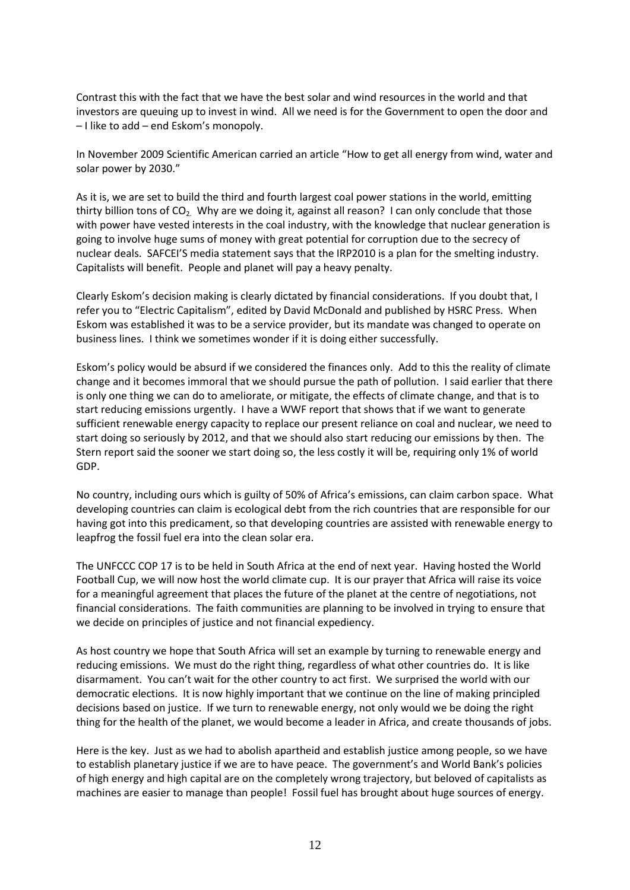Contrast this with the fact that we have the best solar and wind resources in the world and that investors are queuing up to invest in wind. All we need is for the Government to open the door and – I like to add – end Eskom's monopoly.

In November 2009 Scientific American carried an article "How to get all energy from wind, water and solar power by 2030."

As it is, we are set to build the third and fourth largest coal power stations in the world, emitting thirty billion tons of $CO_2$. Why are we doing it, against all reason? I can only conclude that those with power have vested interests in the coal industry, with the knowledge that nuclear generation is going to involve huge sums of money with great potential for corruption due to the secrecy of nuclear deals. SAFCEI'S media statement says that the IRP2010 is a plan for the smelting industry. Capitalists will benefit. People and planet will pay a heavy penalty.

Clearly Eskom's decision making is clearly dictated by financial considerations. If you doubt that, I refer you to "Electric Capitalism", edited by David McDonald and published by HSRC Press. When Eskom was established it was to be a service provider, but its mandate was changed to operate on business lines. I think we sometimes wonder if it is doing either successfully.

Eskom's policy would be absurd if we considered the finances only. Add to this the reality of climate change and it becomes immoral that we should pursue the path of pollution. I said earlier that there is only one thing we can do to ameliorate, or mitigate, the effects of climate change, and that is to start reducing emissions urgently. I have a WWF report that shows that if we want to generate sufficient renewable energy capacity to replace our present reliance on coal and nuclear, we need to start doing so seriously by 2012, and that we should also start reducing our emissions by then. The Stern report said the sooner we start doing so, the less costly it will be, requiring only 1% of world GDP.

No country, including ours which is guilty of 50% of Africa's emissions, can claim carbon space. What developing countries can claim is ecological debt from the rich countries that are responsible for our having got into this predicament, so that developing countries are assisted with renewable energy to leapfrog the fossil fuel era into the clean solar era.

The UNFCCC COP 17 is to be held in South Africa at the end of next year. Having hosted the World Football Cup, we will now host the world climate cup. It is our prayer that Africa will raise its voice for a meaningful agreement that places the future of the planet at the centre of negotiations, not financial considerations. The faith communities are planning to be involved in trying to ensure that we decide on principles of justice and not financial expediency.

As host country we hope that South Africa will set an example by turning to renewable energy and reducing emissions. We must do the right thing, regardless of what other countries do. It is like disarmament. You can't wait for the other country to act first. We surprised the world with our democratic elections. It is now highly important that we continue on the line of making principled decisions based on justice. If we turn to renewable energy, not only would we be doing the right thing for the health of the planet, we would become a leader in Africa, and create thousands of jobs.

Here is the key. Just as we had to abolish apartheid and establish justice among people, so we have to establish planetary justice if we are to have peace. The government's and World Bank's policies of high energy and high capital are on the completely wrong trajectory, but beloved of capitalists as machines are easier to manage than people! Fossil fuel has brought about huge sources of energy.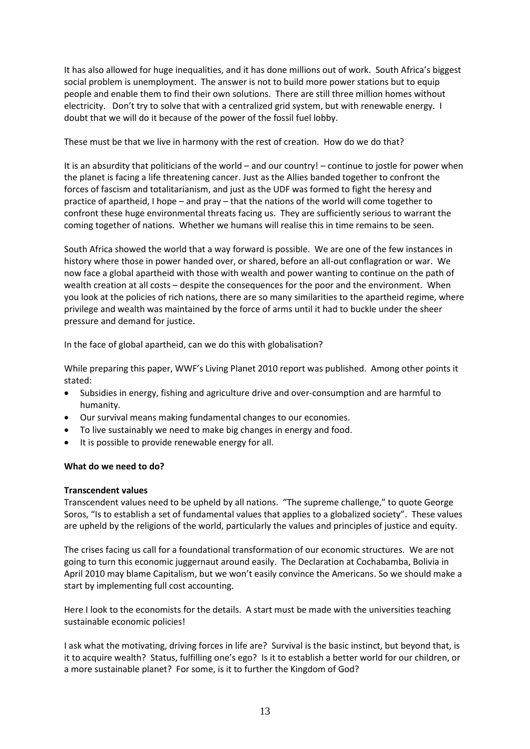It has also allowed for huge inequalities, and it has done millions out of work. South Africa's biggest social problem is unemployment. The answer is not to build more power stations but to equip people and enable them to find their own solutions. There are still three million homes without electricity. Don't try to solve that with a centralized grid system, but with renewable energy. I doubt that we will do it because of the power of the fossil fuel lobby.

These must be that we live in harmony with the rest of creation. How do we do that?

It is an absurdity that politicians of the world – and our country! – continue to jostle for power when the planet is facing a life threatening cancer. Just as the Allies banded together to confront the forces of fascism and totalitarianism, and just as the UDF was formed to fight the heresy and practice of apartheid, I hope – and pray – that the nations of the world will come together to confront these huge environmental threats facing us. They are sufficiently serious to warrant the coming together of nations. Whether we humans will realise this in time remains to be seen.

South Africa showed the world that a way forward is possible. We are one of the few instances in history where those in power handed over, or shared, before an all-out conflagration or war. We now face a global apartheid with those with wealth and power wanting to continue on the path of wealth creation at all costs – despite the consequences for the poor and the environment. When you look at the policies of rich nations, there are so many similarities to the apartheid regime, where privilege and wealth was maintained by the force of arms until it had to buckle under the sheer pressure and demand for justice.

In the face of global apartheid, can we do this with globalisation?

While preparing this paper, WWF's Living Planet 2010 report was published. Among other points it stated:

- Subsidies in energy, fishing and agriculture drive and over-consumption and are harmful to humanity.
- Our survival means making fundamental changes to our economies.
- To live sustainably we need to make big changes in energy and food.
- It is possible to provide renewable energy for all.

**What do we need to do?**

**Transcendent values**

Transcendent values need to be upheld by all nations. "The supreme challenge," to quote George Soros, "Is to establish a set of fundamental values that applies to a globalized society". These values are upheld by the religions of the world, particularly the values and principles of justice and equity.

The crises facing us call for a foundational transformation of our economic structures. We are not going to turn this economic juggernaut around easily. The Declaration at Cochabamba, Bolivia in April 2010 may blame Capitalism, but we won't easily convince the Americans. So we should make a start by implementing full cost accounting.

Here I look to the economists for the details. A start must be made with the universities teaching sustainable economic policies!

I ask what the motivating, driving forces in life are? Survival is the basic instinct, but beyond that, is it to acquire wealth? Status, fulfilling one's ego? Is it to establish a better world for our children, or a more sustainable planet? For some, is it to further the Kingdom of God?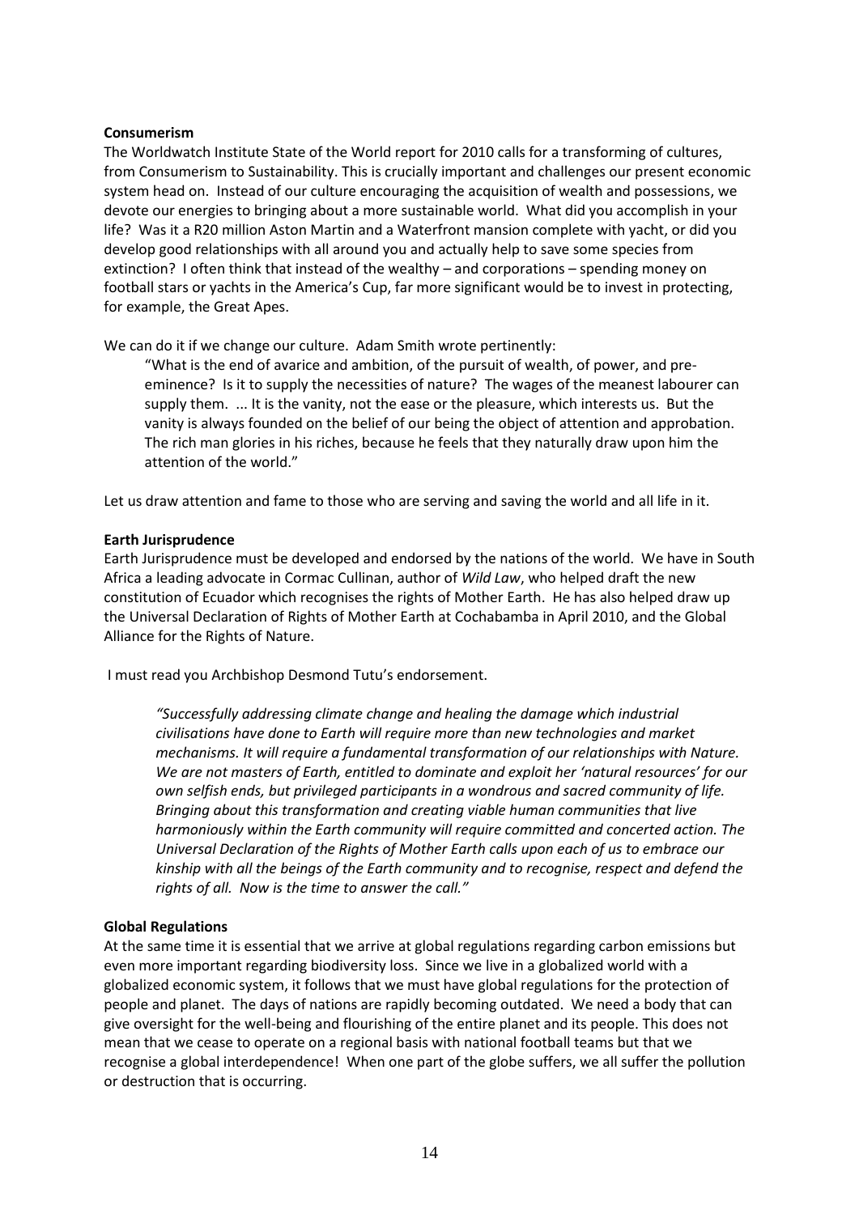**Consumerism**

The Worldwatch Institute State of the World report for 2010 calls for a transforming of cultures, from Consumerism to Sustainability. This is crucially important and challenges our present economic system head on. Instead of our culture encouraging the acquisition of wealth and possessions, we devote our energies to bringing about a more sustainable world. What did you accomplish in your life? Was it a R20 million Aston Martin and a Waterfront mansion complete with yacht, or did you develop good relationships with all around you and actually help to save some species from extinction? I often think that instead of the wealthy – and corporations – spending money on football stars or yachts in the America's Cup, far more significant would be to invest in protecting, for example, the Great Apes.

We can do it if we change our culture. Adam Smith wrote pertinently:

> "What is the end of avarice and ambition, of the pursuit of wealth, of power, and pre-eminence? Is it to supply the necessities of nature? The wages of the meanest labourer can supply them. ... It is the vanity, not the ease or the pleasure, which interests us. But the vanity is always founded on the belief of our being the object of attention and approbation. The rich man glories in his riches, because he feels that they naturally draw upon him the attention of the world."

Let us draw attention and fame to those who are serving and saving the world and all life in it.

**Earth Jurisprudence**

Earth Jurisprudence must be developed and endorsed by the nations of the world. We have in South Africa a leading advocate in Cormac Cullinan, author of *Wild Law*, who helped draft the new constitution of Ecuador which recognises the rights of Mother Earth. He has also helped draw up the Universal Declaration of Rights of Mother Earth at Cochabamba in April 2010, and the Global Alliance for the Rights of Nature.

I must read you Archbishop Desmond Tutu's endorsement.

> *"Successfully addressing climate change and healing the damage which industrial civilisations have done to Earth will require more than new technologies and market mechanisms. It will require a fundamental transformation of our relationships with Nature. We are not masters of Earth, entitled to dominate and exploit her 'natural resources' for our own selfish ends, but privileged participants in a wondrous and sacred community of life. Bringing about this transformation and creating viable human communities that live harmoniously within the Earth community will require committed and concerted action. The Universal Declaration of the Rights of Mother Earth calls upon each of us to embrace our kinship with all the beings of the Earth community and to recognise, respect and defend the rights of all. Now is the time to answer the call."*

**Global Regulations**

At the same time it is essential that we arrive at global regulations regarding carbon emissions but even more important regarding biodiversity loss. Since we live in a globalized world with a globalized economic system, it follows that we must have global regulations for the protection of people and planet. The days of nations are rapidly becoming outdated. We need a body that can give oversight for the well-being and flourishing of the entire planet and its people. This does not mean that we cease to operate on a regional basis with national football teams but that we recognise a global interdependence! When one part of the globe suffers, we all suffer the pollution or destruction that is occurring.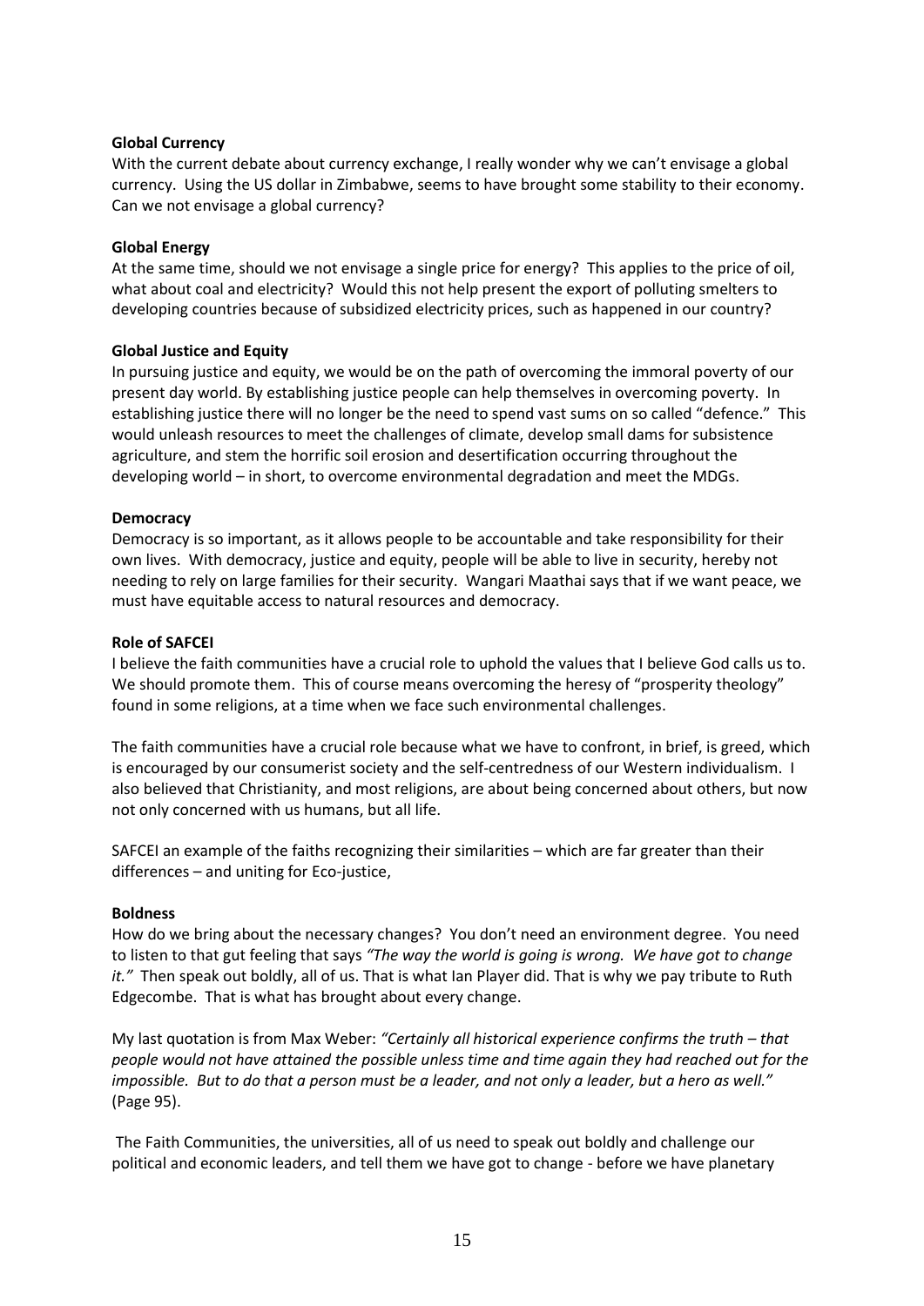**Global Currency**

With the current debate about currency exchange, I really wonder why we can't envisage a global currency. Using the US dollar in Zimbabwe, seems to have brought some stability to their economy. Can we not envisage a global currency?

**Global Energy**

At the same time, should we not envisage a single price for energy? This applies to the price of oil, what about coal and electricity? Would this not help present the export of polluting smelters to developing countries because of subsidized electricity prices, such as happened in our country?

**Global Justice and Equity**

In pursuing justice and equity, we would be on the path of overcoming the immoral poverty of our present day world. By establishing justice people can help themselves in overcoming poverty. In establishing justice there will no longer be the need to spend vast sums on so called "defence." This would unleash resources to meet the challenges of climate, develop small dams for subsistence agriculture, and stem the horrific soil erosion and desertification occurring throughout the developing world – in short, to overcome environmental degradation and meet the MDGs.

**Democracy**

Democracy is so important, as it allows people to be accountable and take responsibility for their own lives. With democracy, justice and equity, people will be able to live in security, hereby not needing to rely on large families for their security. Wangari Maathai says that if we want peace, we must have equitable access to natural resources and democracy.

**Role of SAFCEI**

I believe the faith communities have a crucial role to uphold the values that I believe God calls us to. We should promote them. This of course means overcoming the heresy of "prosperity theology" found in some religions, at a time when we face such environmental challenges.

The faith communities have a crucial role because what we have to confront, in brief, is greed, which is encouraged by our consumerist society and the self-centredness of our Western individualism. I also believed that Christianity, and most religions, are about being concerned about others, but now not only concerned with us humans, but all life.

SAFCEI an example of the faiths recognizing their similarities – which are far greater than their differences – and uniting for Eco-justice,

**Boldness**

How do we bring about the necessary changes? You don't need an environment degree. You need to listen to that gut feeling that says *"The way the world is going is wrong. We have got to change it."* Then speak out boldly, all of us. That is what Ian Player did. That is why we pay tribute to Ruth Edgecombe. That is what has brought about every change.

My last quotation is from Max Weber: *"Certainly all historical experience confirms the truth – that people would not have attained the possible unless time and time again they had reached out for the impossible. But to do that a person must be a leader, and not only a leader, but a hero as well."* (Page 95).

The Faith Communities, the universities, all of us need to speak out boldly and challenge our political and economic leaders, and tell them we have got to change - before we have planetary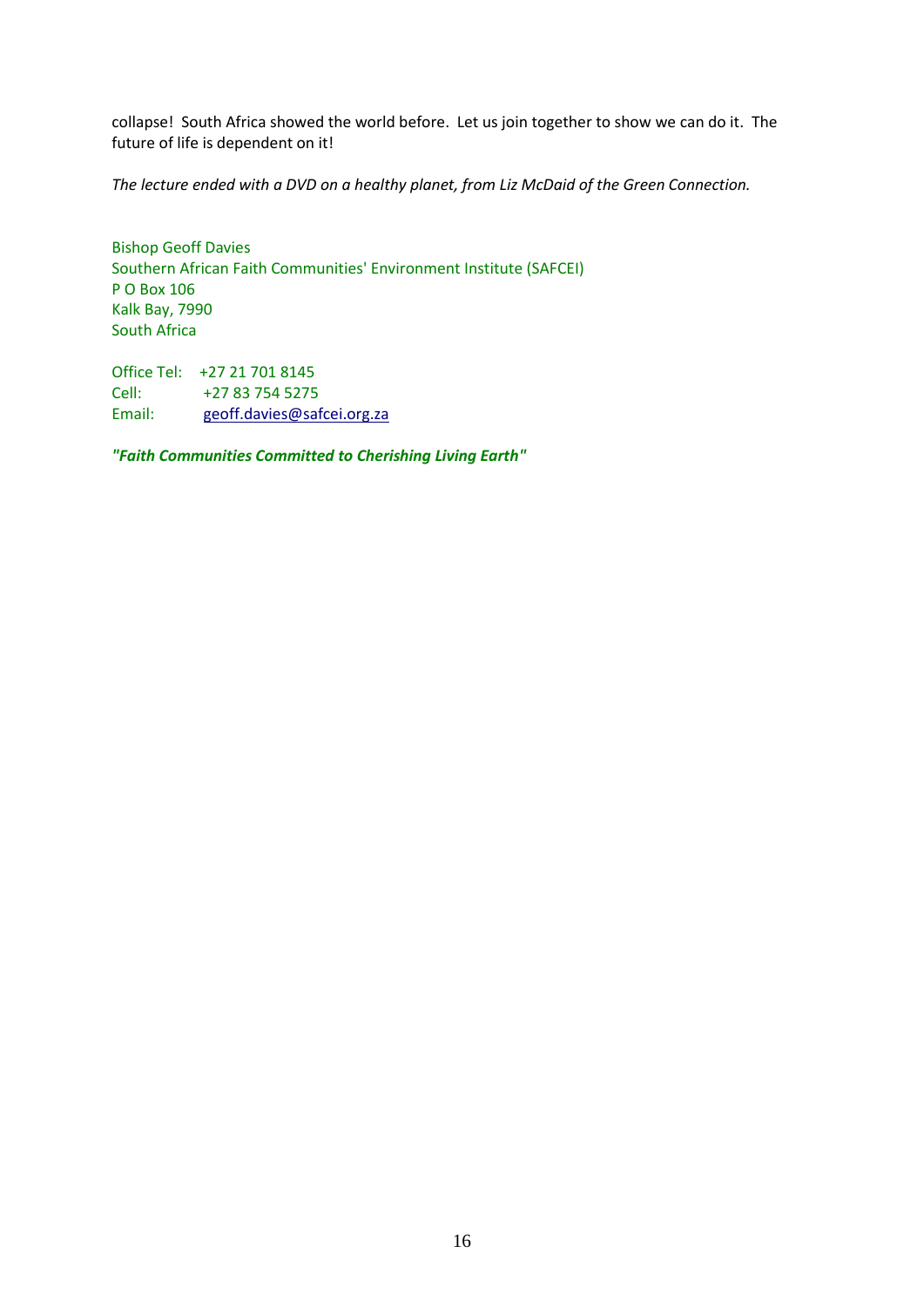collapse! South Africa showed the world before. Let us join together to show we can do it. The future of life is dependent on it!

*The lecture ended with a DVD on a healthy planet, from Liz McDaid of the Green Connection.*

Bishop Geoff Davies
Southern African Faith Communities' Environment Institute (SAFCEI)
P O Box 106
Kalk Bay, 7990
South Africa

Office Tel: +27 21 701 8145
Cell: +27 83 754 5275
Email: geoff.davies@safcei.org.za

***"Faith Communities Committed to Cherishing Living Earth"***